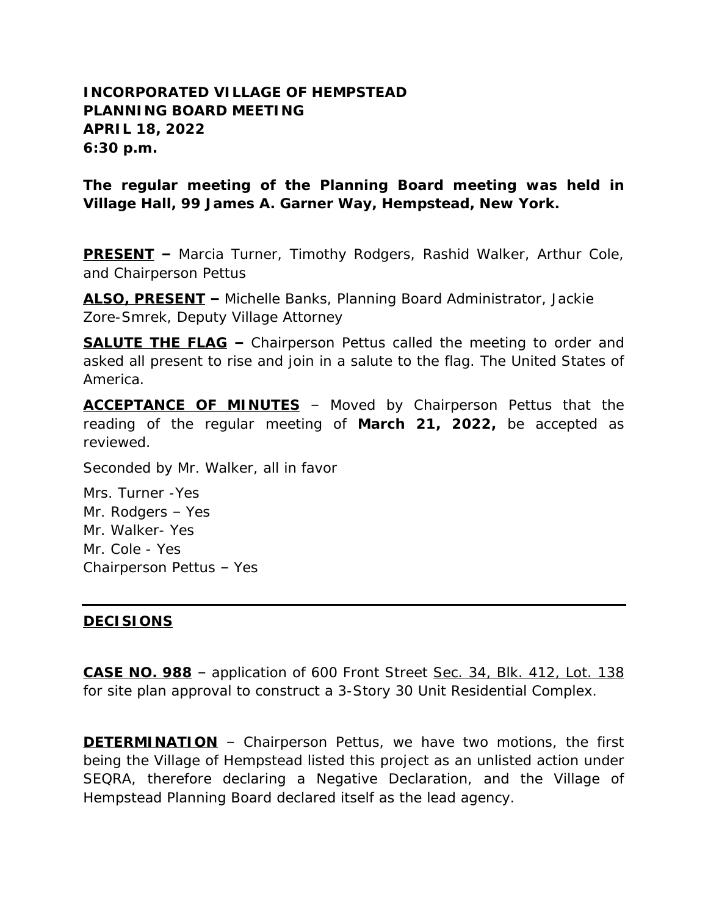**INCORPORATED VILLAGE OF HEMPSTEAD**
**PLANNING BOARD MEETING**
**APRIL 18, 2022**
**6:30 p.m.**

**The regular meeting of the Planning Board meeting was held in Village Hall, 99 James A. Garner Way, Hempstead, New York.**

**PRESENT –** Marcia Turner, Timothy Rodgers, Rashid Walker, Arthur Cole, and Chairperson Pettus

**ALSO, PRESENT –** Michelle Banks, Planning Board Administrator, Jackie Zore-Smrek, Deputy Village Attorney

**SALUTE THE FLAG –** Chairperson Pettus called the meeting to order and asked all present to rise and join in a salute to the flag. The United States of America.

**ACCEPTANCE OF MINUTES** – Moved by Chairperson Pettus that the reading of the regular meeting of **March 21, 2022,** be accepted as reviewed.

Seconded by Mr. Walker, all in favor

Mrs. Turner -Yes
Mr. Rodgers – Yes
Mr. Walker- Yes
Mr. Cole - Yes
Chairperson Pettus – Yes

---

**DECISIONS**

**CASE NO. 988** – application of 600 Front Street Sec. 34, Blk. 412, Lot. 138 for site plan approval to construct a 3-Story 30 Unit Residential Complex.

**DETERMINATION** – Chairperson Pettus, we have two motions, the first being the Village of Hempstead listed this project as an unlisted action under SEQRA, therefore declaring a Negative Declaration, and the Village of Hempstead Planning Board declared itself as the lead agency.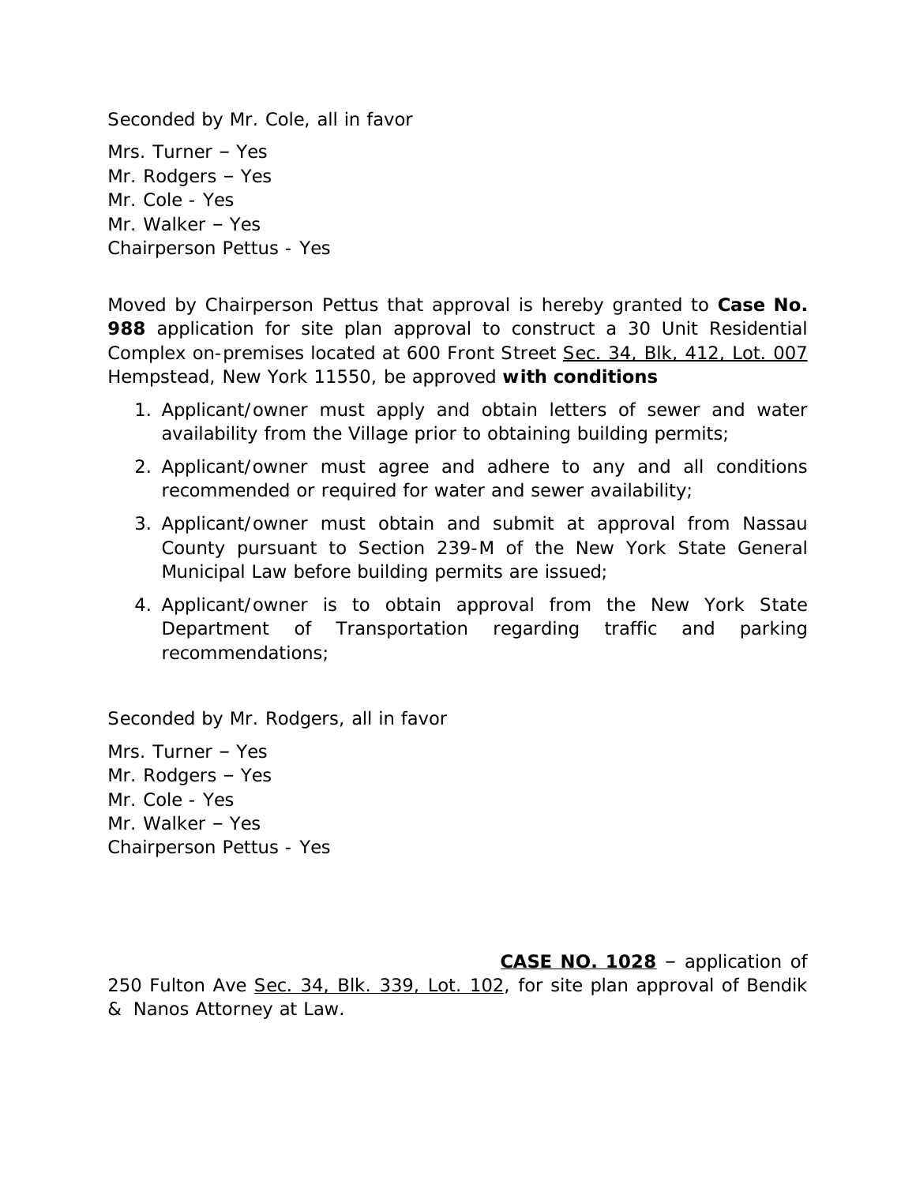Seconded by Mr. Cole, all in favor

Mrs. Turner – Yes
Mr. Rodgers – Yes
Mr. Cole - Yes
Mr. Walker – Yes
Chairperson Pettus - Yes

Moved by Chairperson Pettus that approval is hereby granted to **Case No. 988** application for site plan approval to construct a 30 Unit Residential Complex on-premises located at 600 Front Street <u>Sec. 34, Blk, 412, Lot. 007</u> Hempstead, New York 11550, be approved **with conditions**

1. Applicant/owner must apply and obtain letters of sewer and water availability from the Village prior to obtaining building permits;
2. Applicant/owner must agree and adhere to any and all conditions recommended or required for water and sewer availability;
3. Applicant/owner must obtain and submit at approval from Nassau County pursuant to Section 239-M of the New York State General Municipal Law before building permits are issued;
4. Applicant/owner is to obtain approval from the New York State Department of Transportation regarding traffic and parking recommendations;

Seconded by Mr. Rodgers, all in favor

Mrs. Turner – Yes
Mr. Rodgers – Yes
Mr. Cole - Yes
Mr. Walker – Yes
Chairperson Pettus - Yes

**<u>CASE NO. 1028</u>** – application of 250 Fulton Ave <u>Sec. 34, Blk. 339, Lot. 102</u>, for site plan approval of Bendik & Nanos Attorney at Law.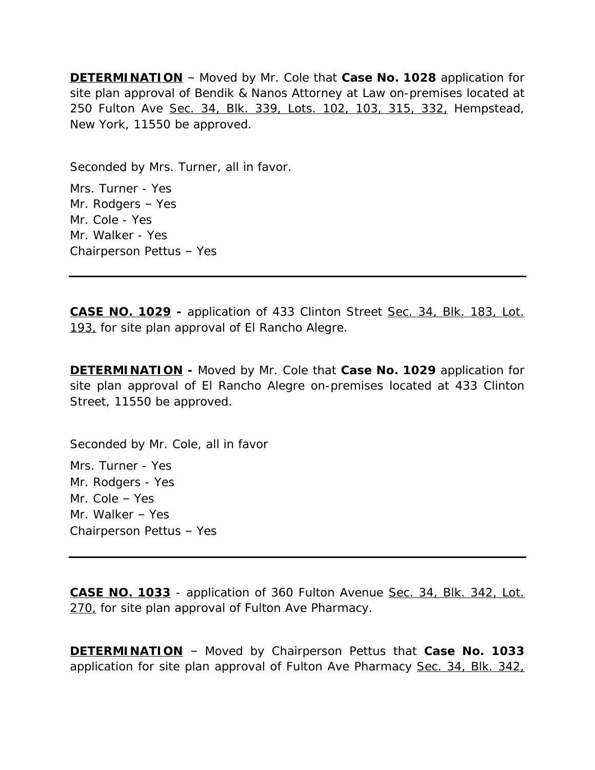**<u>DETERMINATION</u>** – Moved by Mr. Cole that **Case No. 1028** application for site plan approval of Bendik & Nanos Attorney at Law on-premises located at 250 Fulton Ave <u>Sec. 34, Blk. 339, Lots. 102, 103, 315, 332,</u> Hempstead, New York, 11550 be approved.

Seconded by Mrs. Turner, all in favor.

Mrs. Turner - Yes
Mr. Rodgers – Yes
Mr. Cole - Yes
Mr. Walker - Yes
Chairperson Pettus – Yes

---

**<u>CASE NO. 1029</u> -** application of 433 Clinton Street <u>Sec. 34, Blk. 183, Lot. 193,</u> for site plan approval of El Rancho Alegre.

**<u>DETERMINATION</u> -** Moved by Mr. Cole that **Case No. 1029** application for site plan approval of El Rancho Alegre on-premises located at 433 Clinton Street, 11550 be approved.

Seconded by Mr. Cole, all in favor

Mrs. Turner - Yes
Mr. Rodgers - Yes
Mr. Cole – Yes
Mr. Walker – Yes
Chairperson Pettus – Yes

---

**<u>CASE NO. 1033</u>** - application of 360 Fulton Avenue <u>Sec. 34, Blk. 342, Lot. 270,</u> for site plan approval of Fulton Ave Pharmacy.

**<u>DETERMINATION</u>** – Moved by Chairperson Pettus that **Case No. 1033** application for site plan approval of Fulton Ave Pharmacy <u>Sec. 34, Blk. 342,</u>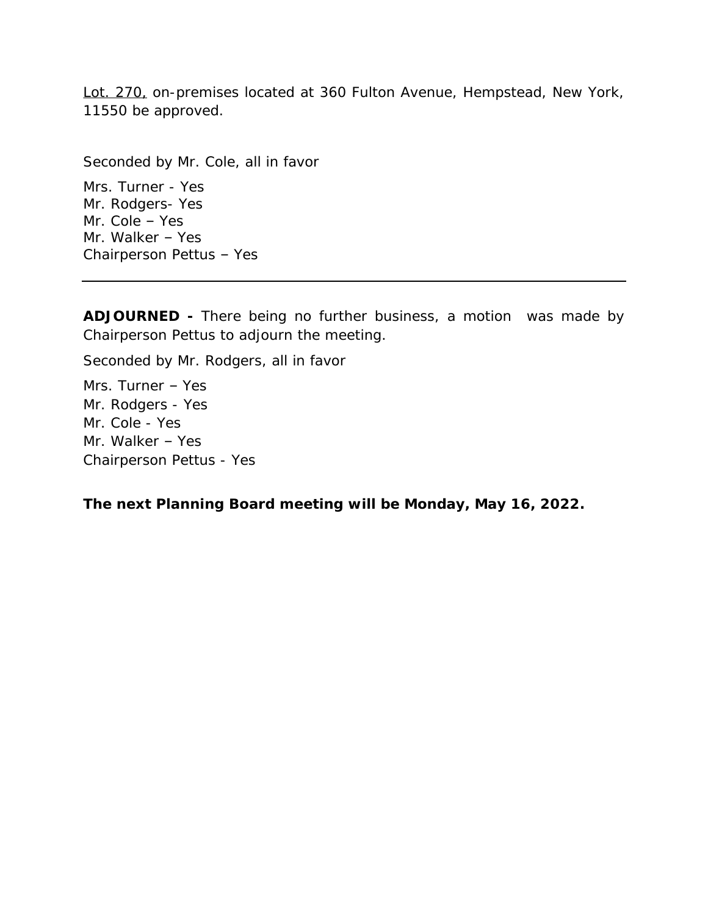Lot. 270, on-premises located at 360 Fulton Avenue, Hempstead, New York, 11550 be approved.

Seconded by Mr. Cole, all in favor

Mrs. Turner - Yes
Mr. Rodgers- Yes
Mr. Cole – Yes
Mr. Walker – Yes
Chairperson Pettus – Yes

---

**ADJOURNED -** There being no further business, a motion was made by Chairperson Pettus to adjourn the meeting.

Seconded by Mr. Rodgers, all in favor

Mrs. Turner – Yes
Mr. Rodgers - Yes
Mr. Cole - Yes
Mr. Walker – Yes
Chairperson Pettus - Yes

**The next Planning Board meeting will be Monday, May 16, 2022.**